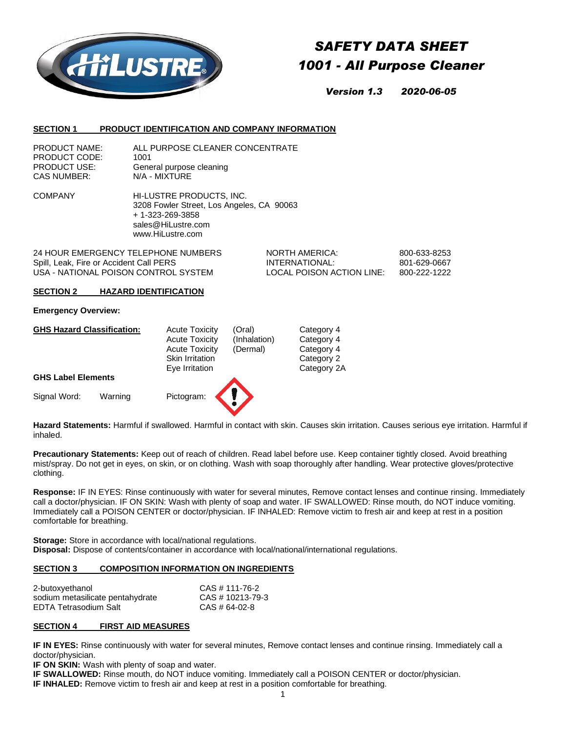# SAFETY DATA SHEET

## 1001 - All Purpose Cleaner

***Version 1.3 2020-06-05***

## SECTION 1 PRODUCT IDENTIFICATION AND COMPANY INFORMATION

| | |
|---|---|
| PRODUCT NAME: | ALL PURPOSE CLEANER CONCENTRATE |
| PRODUCT CODE: | 1001 |
| PRODUCT USE: | General purpose cleaning |
| CAS NUMBER: | N/A - MIXTURE |

COMPANY
HI-LUSTRE PRODUCTS, INC.
3208 Fowler Street, Los Angeles, CA 90063
+ 1-323-269-3858
sales@HiLustre.com
www.HiLustre.com

| 24 HOUR EMERGENCY TELEPHONE NUMBERS | NORTH AMERICA: | 800-633-8253 |
|---|---|---|
| Spill, Leak, Fire or Accident Call PERS | INTERNATIONAL: | 801-629-0667 |
| USA - NATIONAL POISON CONTROL SYSTEM | LOCAL POISON ACTION LINE: | 800-222-1222 |

## SECTION 2 HAZARD IDENTIFICATION

**Emergency Overview:**

**GHS Hazard Classification:**

| | | |
|---|---|---|
| Acute Toxicity | (Oral) | Category 4 |
| Acute Toxicity | (Inhalation) | Category 4 |
| Acute Toxicity | (Dermal) | Category 4 |
| Skin Irritation | | Category 2 |
| Eye Irritation | | Category 2A |

**GHS Label Elements**

Signal Word: Warning Pictogram:

**Hazard Statements:** Harmful if swallowed. Harmful in contact with skin. Causes skin irritation. Causes serious eye irritation. Harmful if inhaled.

**Precautionary Statements:** Keep out of reach of children. Read label before use. Keep container tightly closed. Avoid breathing mist/spray. Do not get in eyes, on skin, or on clothing. Wash with soap thoroughly after handling. Wear protective gloves/protective clothing.

**Response:** IF IN EYES: Rinse continuously with water for several minutes, Remove contact lenses and continue rinsing. Immediately call a doctor/physician. IF ON SKIN: Wash with plenty of soap and water. IF SWALLOWED: Rinse mouth, do NOT induce vomiting. Immediately call a POISON CENTER or doctor/physician. IF INHALED: Remove victim to fresh air and keep at rest in a position comfortable for breathing.

**Storage:** Store in accordance with local/national regulations.
**Disposal:** Dispose of contents/container in accordance with local/national/international regulations.

## SECTION 3 COMPOSITION INFORMATION ON INGREDIENTS

| | |
|---|---|
| 2-butoxyethanol | CAS # 111-76-2 |
| sodium metasilicate pentahydrate | CAS # 10213-79-3 |
| EDTA Tetrasodium Salt | CAS # 64-02-8 |

## SECTION 4 FIRST AID MEASURES

**IF IN EYES:** Rinse continuously with water for several minutes, Remove contact lenses and continue rinsing. Immediately call a doctor/physician.
**IF ON SKIN:** Wash with plenty of soap and water.
**IF SWALLOWED:** Rinse mouth, do NOT induce vomiting. Immediately call a POISON CENTER or doctor/physician.
**IF INHALED:** Remove victim to fresh air and keep at rest in a position comfortable for breathing.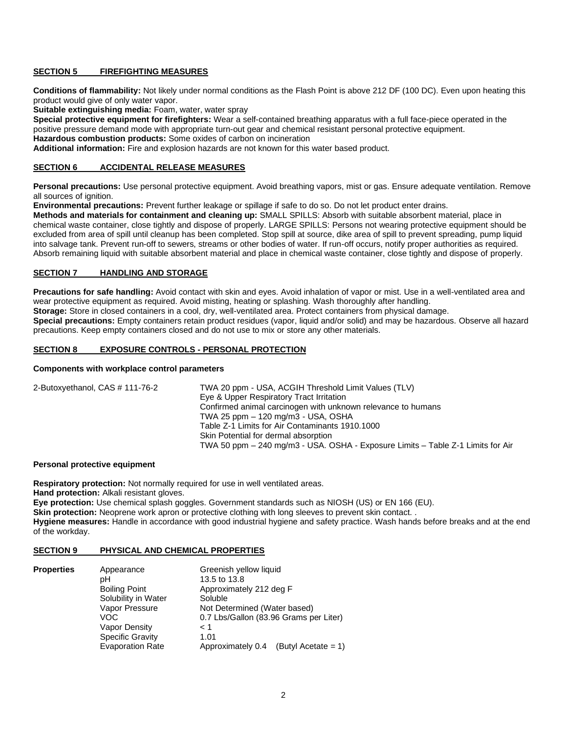## SECTION 5 FIREFIGHTING MEASURES

**Conditions of flammability:** Not likely under normal conditions as the Flash Point is above 212 DF (100 DC). Even upon heating this product would give of only water vapor.

**Suitable extinguishing media:** Foam, water, water spray

**Special protective equipment for firefighters:** Wear a self-contained breathing apparatus with a full face-piece operated in the positive pressure demand mode with appropriate turn-out gear and chemical resistant personal protective equipment.

**Hazardous combustion products:** Some oxides of carbon on incineration

**Additional information:** Fire and explosion hazards are not known for this water based product.

## SECTION 6 ACCIDENTAL RELEASE MEASURES

**Personal precautions:** Use personal protective equipment. Avoid breathing vapors, mist or gas. Ensure adequate ventilation. Remove all sources of ignition.

**Environmental precautions:** Prevent further leakage or spillage if safe to do so. Do not let product enter drains.

**Methods and materials for containment and cleaning up:** SMALL SPILLS: Absorb with suitable absorbent material, place in chemical waste container, close tightly and dispose of properly. LARGE SPILLS: Persons not wearing protective equipment should be excluded from area of spill until cleanup has been completed. Stop spill at source, dike area of spill to prevent spreading, pump liquid into salvage tank. Prevent run-off to sewers, streams or other bodies of water. If run-off occurs, notify proper authorities as required. Absorb remaining liquid with suitable absorbent material and place in chemical waste container, close tightly and dispose of properly.

## SECTION 7 HANDLING AND STORAGE

**Precautions for safe handling:** Avoid contact with skin and eyes. Avoid inhalation of vapor or mist. Use in a well-ventilated area and wear protective equipment as required. Avoid misting, heating or splashing. Wash thoroughly after handling.

**Storage:** Store in closed containers in a cool, dry, well-ventilated area. Protect containers from physical damage.

**Special precautions:** Empty containers retain product residues (vapor, liquid and/or solid) and may be hazardous. Observe all hazard precautions. Keep empty containers closed and do not use to mix or store any other materials.

## SECTION 8 EXPOSURE CONTROLS - PERSONAL PROTECTION

**Components with workplace control parameters**

| | |
|---|---|
| 2-Butoxyethanol, CAS # 111-76-2 | TWA 20 ppm - USA, ACGIH Threshold Limit Values (TLV)<br>Eye & Upper Respiratory Tract Irritation<br>Confirmed animal carcinogen with unknown relevance to humans<br>TWA 25 ppm – 120 mg/m3 - USA, OSHA<br>Table Z-1 Limits for Air Contaminants 1910.1000<br>Skin Potential for dermal absorption<br>TWA 50 ppm – 240 mg/m3 - USA. OSHA - Exposure Limits – Table Z-1 Limits for Air |

**Personal protective equipment**

**Respiratory protection:** Not normally required for use in well ventilated areas.

**Hand protection:** Alkali resistant gloves.

**Eye protection:** Use chemical splash goggles. Government standards such as NIOSH (US) or EN 166 (EU).

**Skin protection:** Neoprene work apron or protective clothing with long sleeves to prevent skin contact. .

**Hygiene measures:** Handle in accordance with good industrial hygiene and safety practice. Wash hands before breaks and at the end of the workday.

## SECTION 9 PHYSICAL AND CHEMICAL PROPERTIES

| **Properties** | | |
|---|---|---|
| | Appearance | Greenish yellow liquid |
| | pH | 13.5 to 13.8 |
| | Boiling Point | Approximately 212 deg F |
| | Solubility in Water | Soluble |
| | Vapor Pressure | Not Determined (Water based) |
| | VOC | 0.7 Lbs/Gallon (83.96 Grams per Liter) |
| | Vapor Density | < 1 |
| | Specific Gravity | 1.01 |
| | Evaporation Rate | Approximately 0.4 (Butyl Acetate = 1) |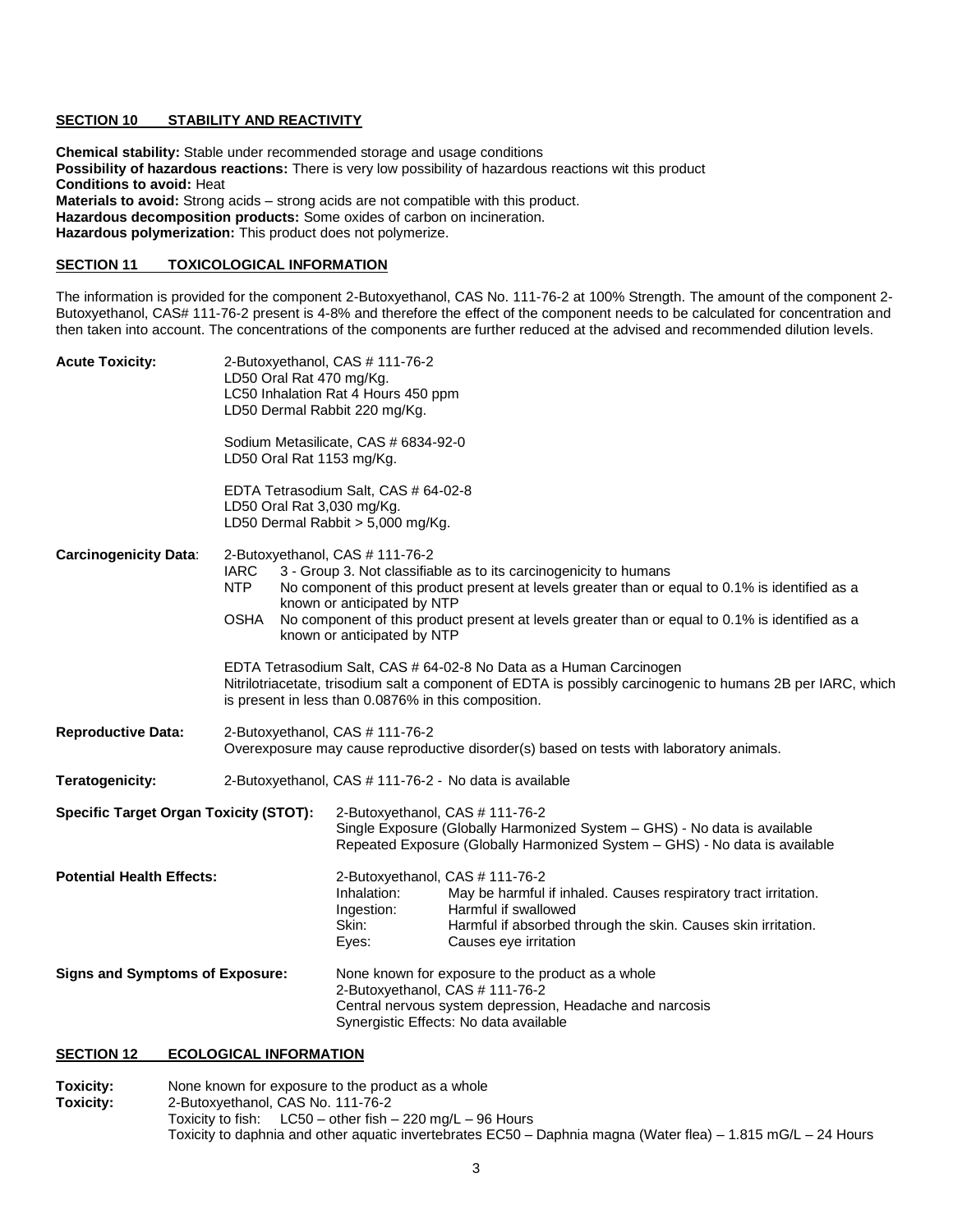## SECTION 10 STABILITY AND REACTIVITY

**Chemical stability:** Stable under recommended storage and usage conditions
**Possibility of hazardous reactions:** There is very low possibility of hazardous reactions wit this product
**Conditions to avoid:** Heat
**Materials to avoid:** Strong acids – strong acids are not compatible with this product.
**Hazardous decomposition products:** Some oxides of carbon on incineration.
**Hazardous polymerization:** This product does not polymerize.

## SECTION 11 TOXICOLOGICAL INFORMATION

The information is provided for the component 2-Butoxyethanol, CAS No. 111-76-2 at 100% Strength. The amount of the component 2-Butoxyethanol, CAS# 111-76-2 present is 4-8% and therefore the effect of the component needs to be calculated for concentration and then taken into account. The concentrations of the components are further reduced at the advised and recommended dilution levels.

**Acute Toxicity:**

2-Butoxyethanol, CAS # 111-76-2
LD50 Oral Rat 470 mg/Kg.
LC50 Inhalation Rat 4 Hours 450 ppm
LD50 Dermal Rabbit 220 mg/Kg.

Sodium Metasilicate, CAS # 6834-92-0
LD50 Oral Rat 1153 mg/Kg.

EDTA Tetrasodium Salt, CAS # 64-02-8
LD50 Oral Rat 3,030 mg/Kg.
LD50 Dermal Rabbit > 5,000 mg/Kg.

**Carcinogenicity Data**:

2-Butoxyethanol, CAS # 111-76-2
IARC 3 - Group 3. Not classifiable as to its carcinogenicity to humans
NTP No component of this product present at levels greater than or equal to 0.1% is identified as a known or anticipated by NTP
OSHA No component of this product present at levels greater than or equal to 0.1% is identified as a known or anticipated by NTP

EDTA Tetrasodium Salt, CAS # 64-02-8 No Data as a Human Carcinogen
Nitrilotriacetate, trisodium salt a component of EDTA is possibly carcinogenic to humans 2B per IARC, which is present in less than 0.0876% in this composition.

**Reproductive Data:**

2-Butoxyethanol, CAS # 111-76-2
Overexposure may cause reproductive disorder(s) based on tests with laboratory animals.

**Teratogenicity:** 2-Butoxyethanol, CAS # 111-76-2 - No data is available

**Specific Target Organ Toxicity (STOT):**

2-Butoxyethanol, CAS # 111-76-2
Single Exposure (Globally Harmonized System – GHS) - No data is available
Repeated Exposure (Globally Harmonized System – GHS) - No data is available

**Potential Health Effects:**

2-Butoxyethanol, CAS # 111-76-2
Inhalation: May be harmful if inhaled. Causes respiratory tract irritation.
Ingestion: Harmful if swallowed
Skin: Harmful if absorbed through the skin. Causes skin irritation.
Eyes: Causes eye irritation

**Signs and Symptoms of Exposure:**

None known for exposure to the product as a whole
2-Butoxyethanol, CAS # 111-76-2
Central nervous system depression, Headache and narcosis
Synergistic Effects: No data available

## SECTION 12 ECOLOGICAL INFORMATION

**Toxicity:** None known for exposure to the product as a whole
**Toxicity:** 2-Butoxyethanol, CAS No. 111-76-2
Toxicity to fish: LC50 – other fish – 220 mg/L – 96 Hours
Toxicity to daphnia and other aquatic invertebrates EC50 – Daphnia magna (Water flea) – 1.815 mG/L – 24 Hours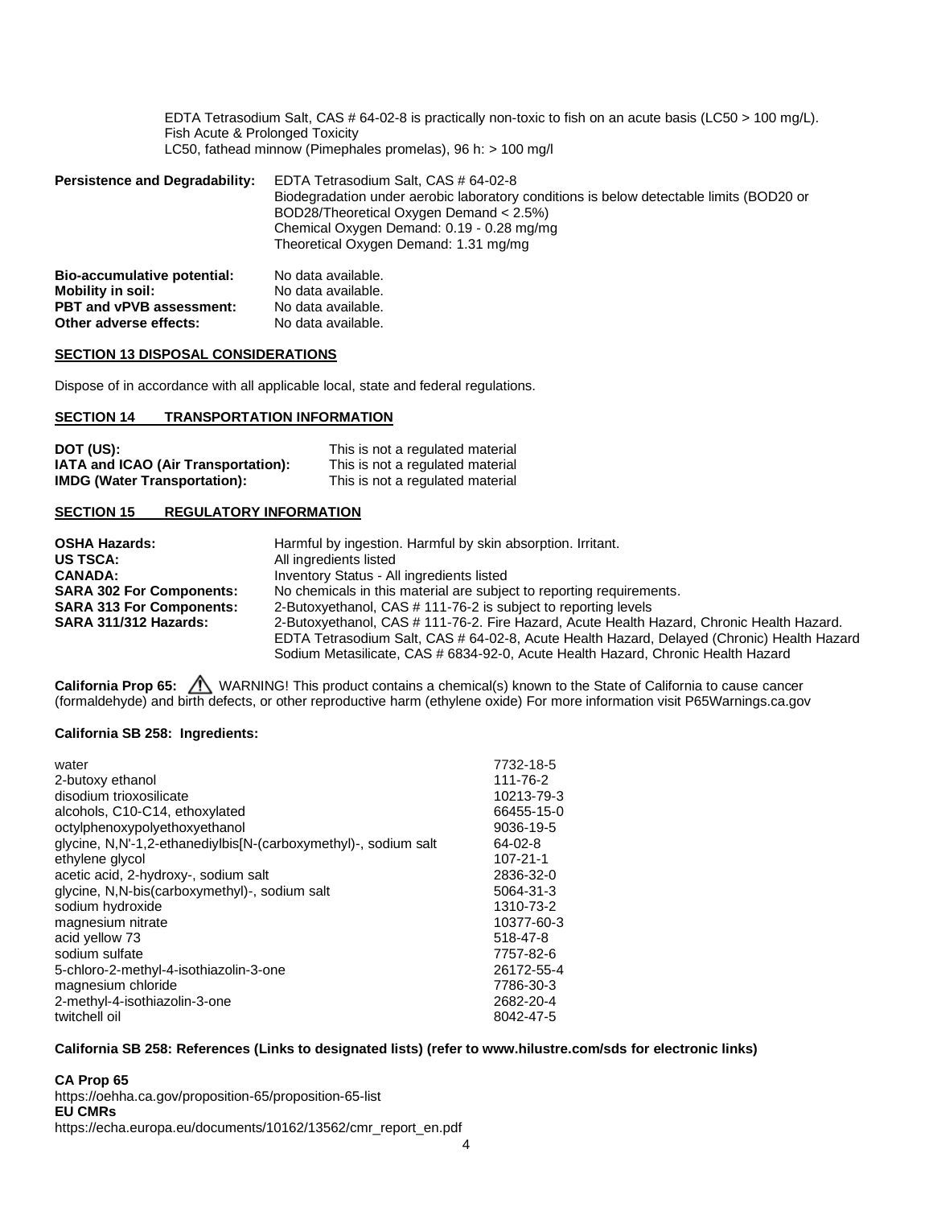EDTA Tetrasodium Salt, CAS # 64-02-8 is practically non-toxic to fish on an acute basis (LC50 > 100 mg/L).
Fish Acute & Prolonged Toxicity
LC50, fathead minnow (Pimephales promelas), 96 h: > 100 mg/l

**Persistence and Degradability:** EDTA Tetrasodium Salt, CAS # 64-02-8
Biodegradation under aerobic laboratory conditions is below detectable limits (BOD20 or BOD28/Theoretical Oxygen Demand < 2.5%)
Chemical Oxygen Demand: 0.19 - 0.28 mg/mg
Theoretical Oxygen Demand: 1.31 mg/mg

**Bio-accumulative potential:** No data available.
**Mobility in soil:** No data available.
**PBT and vPVB assessment:** No data available.
**Other adverse effects:** No data available.

## SECTION 13 DISPOSAL CONSIDERATIONS

Dispose of in accordance with all applicable local, state and federal regulations.

## SECTION 14 TRANSPORTATION INFORMATION

**DOT (US):** This is not a regulated material
**IATA and ICAO (Air Transportation):** This is not a regulated material
**IMDG (Water Transportation):** This is not a regulated material

## SECTION 15 REGULATORY INFORMATION

**OSHA Hazards:** Harmful by ingestion. Harmful by skin absorption. Irritant.
**US TSCA:** All ingredients listed
**CANADA:** Inventory Status - All ingredients listed
**SARA 302 For Components:** No chemicals in this material are subject to reporting requirements.
**SARA 313 For Components:** 2-Butoxyethanol, CAS # 111-76-2 is subject to reporting levels
**SARA 311/312 Hazards:** 2-Butoxyethanol, CAS # 111-76-2. Fire Hazard, Acute Health Hazard, Chronic Health Hazard.
EDTA Tetrasodium Salt, CAS # 64-02-8, Acute Health Hazard, Delayed (Chronic) Health Hazard
Sodium Metasilicate, CAS # 6834-92-0, Acute Health Hazard, Chronic Health Hazard

**California Prop 65:** ⚠ WARNING! This product contains a chemical(s) known to the State of California to cause cancer (formaldehyde) and birth defects, or other reproductive harm (ethylene oxide) For more information visit P65Warnings.ca.gov

**California SB 258: Ingredients:**

| Ingredient | CAS |
|---|---|
| water | 7732-18-5 |
| 2-butoxy ethanol | 111-76-2 |
| disodium trioxosilicate | 10213-79-3 |
| alcohols, C10-C14, ethoxylated | 66455-15-0 |
| octylphenoxypolyethoxyethanol | 9036-19-5 |
| glycine, N,N'-1,2-ethanediylbis[N-(carboxymethyl)-, sodium salt | 64-02-8 |
| ethylene glycol | 107-21-1 |
| acetic acid, 2-hydroxy-, sodium salt | 2836-32-0 |
| glycine, N,N-bis(carboxymethyl)-, sodium salt | 5064-31-3 |
| sodium hydroxide | 1310-73-2 |
| magnesium nitrate | 10377-60-3 |
| acid yellow 73 | 518-47-8 |
| sodium sulfate | 7757-82-6 |
| 5-chloro-2-methyl-4-isothiazolin-3-one | 26172-55-4 |
| magnesium chloride | 7786-30-3 |
| 2-methyl-4-isothiazolin-3-one | 2682-20-4 |
| twitchell oil | 8042-47-5 |

**California SB 258: References (Links to designated lists) (refer to www.hilustre.com/sds for electronic links)**

**CA Prop 65**
https://oehha.ca.gov/proposition-65/proposition-65-list
**EU CMRs**
https://echa.europa.eu/documents/10162/13562/cmr_report_en.pdf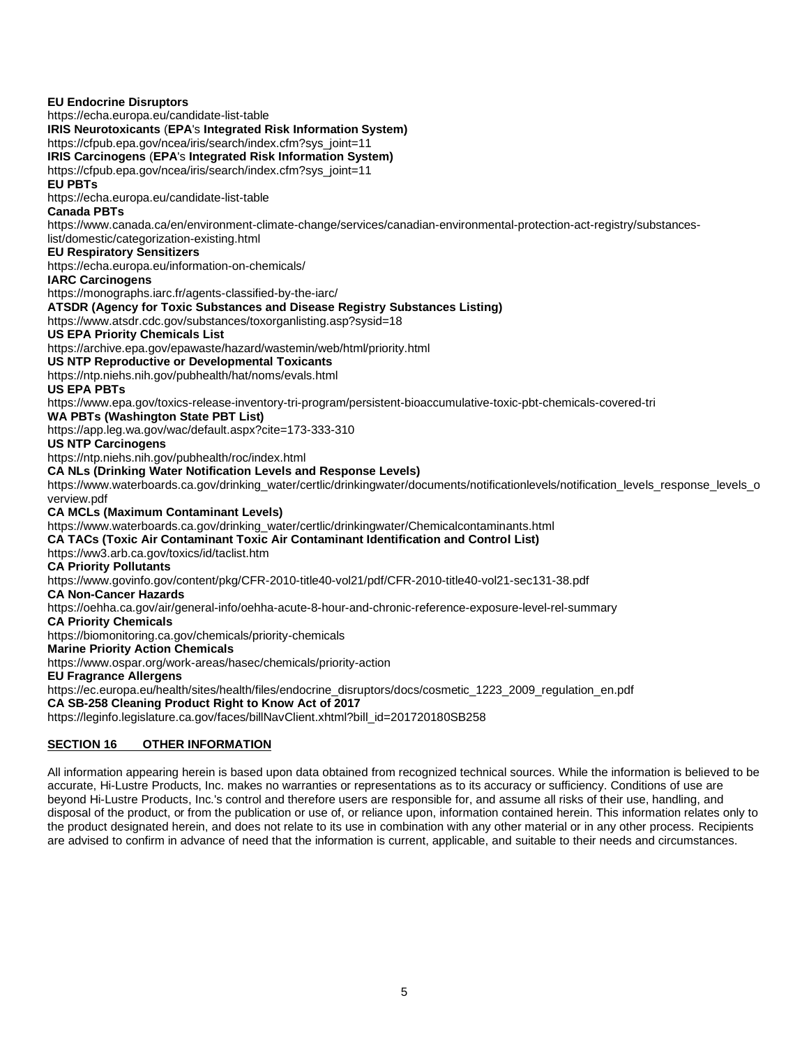**EU Endocrine Disruptors**
https://echa.europa.eu/candidate-list-table
**IRIS Neurotoxicants (EPA's Integrated Risk Information System)**
https://cfpub.epa.gov/ncea/iris/search/index.cfm?sys_joint=11
**IRIS Carcinogens (EPA's Integrated Risk Information System)**
https://cfpub.epa.gov/ncea/iris/search/index.cfm?sys_joint=11
**EU PBTs**
https://echa.europa.eu/candidate-list-table
**Canada PBTs**
https://www.canada.ca/en/environment-climate-change/services/canadian-environmental-protection-act-registry/substances-list/domestic/categorization-existing.html
**EU Respiratory Sensitizers**
https://echa.europa.eu/information-on-chemicals/
**IARC Carcinogens**
https://monographs.iarc.fr/agents-classified-by-the-iarc/
**ATSDR (Agency for Toxic Substances and Disease Registry Substances Listing)**
https://www.atsdr.cdc.gov/substances/toxorganlisting.asp?sysid=18
**US EPA Priority Chemicals List**
https://archive.epa.gov/epawaste/hazard/wastemin/web/html/priority.html
**US NTP Reproductive or Developmental Toxicants**
https://ntp.niehs.nih.gov/pubhealth/hat/noms/evals.html
**US EPA PBTs**
https://www.epa.gov/toxics-release-inventory-tri-program/persistent-bioaccumulative-toxic-pbt-chemicals-covered-tri
**WA PBTs (Washington State PBT List)**
https://app.leg.wa.gov/wac/default.aspx?cite=173-333-310
**US NTP Carcinogens**
https://ntp.niehs.nih.gov/pubhealth/roc/index.html
**CA NLs (Drinking Water Notification Levels and Response Levels)**
https://www.waterboards.ca.gov/drinking_water/certlic/drinkingwater/documents/notificationlevels/notification_levels_response_levels_overview.pdf
**CA MCLs (Maximum Contaminant Levels)**
https://www.waterboards.ca.gov/drinking_water/certlic/drinkingwater/Chemicalcontaminants.html
**CA TACs (Toxic Air Contaminant Toxic Air Contaminant Identification and Control List)**
https://ww3.arb.ca.gov/toxics/id/taclist.htm
**CA Priority Pollutants**
https://www.govinfo.gov/content/pkg/CFR-2010-title40-vol21/pdf/CFR-2010-title40-vol21-sec131-38.pdf
**CA Non-Cancer Hazards**
https://oehha.ca.gov/air/general-info/oehha-acute-8-hour-and-chronic-reference-exposure-level-rel-summary
**CA Priority Chemicals**
https://biomonitoring.ca.gov/chemicals/priority-chemicals
**Marine Priority Action Chemicals**
https://www.ospar.org/work-areas/hasec/chemicals/priority-action
**EU Fragrance Allergens**
https://ec.europa.eu/health/sites/health/files/endocrine_disruptors/docs/cosmetic_1223_2009_regulation_en.pdf
**CA SB-258 Cleaning Product Right to Know Act of 2017**
https://leginfo.legislature.ca.gov/faces/billNavClient.xhtml?bill_id=201720180SB258

## SECTION 16 OTHER INFORMATION

All information appearing herein is based upon data obtained from recognized technical sources. While the information is believed to be accurate, Hi-Lustre Products, Inc. makes no warranties or representations as to its accuracy or sufficiency. Conditions of use are beyond Hi-Lustre Products, Inc.'s control and therefore users are responsible for, and assume all risks of their use, handling, and disposal of the product, or from the publication or use of, or reliance upon, information contained herein. This information relates only to the product designated herein, and does not relate to its use in combination with any other material or in any other process. Recipients are advised to confirm in advance of need that the information is current, applicable, and suitable to their needs and circumstances.